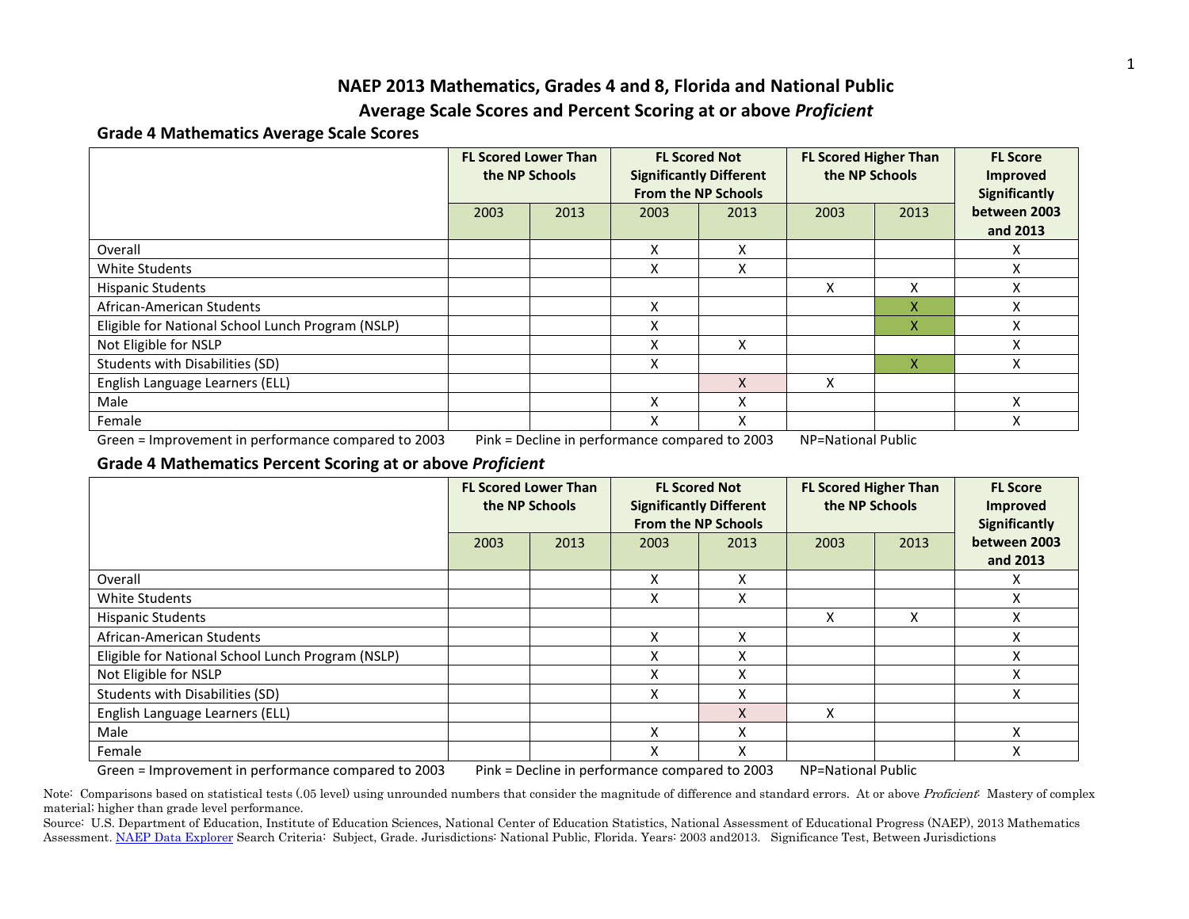# NAEP 2013 Mathematics, Grades 4 and 8, Florida and National Public
# Average Scale Scores and Percent Scoring at or above *Proficient*

### Grade 4 Mathematics Average Scale Scores

| | FL Scored Lower Than the NP Schools | | FL Scored Not Significantly Different From the NP Schools | | FL Scored Higher Than the NP Schools | | FL Score Improved Significantly between 2003 and 2013 |
|---|---|---|---|---|---|---|---|
| | 2003 | 2013 | 2003 | 2013 | 2003 | 2013 | |
| Overall | | | X | X | | | X |
| White Students | | | X | X | | | X |
| Hispanic Students | | | | | X | X | X |
| African-American Students | | | X | | | X | X |
| Eligible for National School Lunch Program (NSLP) | | | X | | | X | X |
| Not Eligible for NSLP | | | X | X | | | X |
| Students with Disabilities (SD) | | | X | | | X | X |
| English Language Learners (ELL) | | | | X | X | | |
| Male | | | X | X | | | X |
| Female | | | X | X | | | X |

Green = Improvement in performance compared to 2003 Pink = Decline in performance compared to 2003 NP=National Public

### Grade 4 Mathematics Percent Scoring at or above *Proficient*

| | FL Scored Lower Than the NP Schools | | FL Scored Not Significantly Different From the NP Schools | | FL Scored Higher Than the NP Schools | | FL Score Improved Significantly between 2003 and 2013 |
|---|---|---|---|---|---|---|---|
| | 2003 | 2013 | 2003 | 2013 | 2003 | 2013 | |
| Overall | | | X | X | | | X |
| White Students | | | X | X | | | X |
| Hispanic Students | | | | | X | X | X |
| African-American Students | | | X | X | | | X |
| Eligible for National School Lunch Program (NSLP) | | | X | X | | | X |
| Not Eligible for NSLP | | | X | X | | | X |
| Students with Disabilities (SD) | | | X | X | | | X |
| English Language Learners (ELL) | | | | X | X | | |
| Male | | | X | X | | | X |
| Female | | | X | X | | | X |

Green = Improvement in performance compared to 2003 Pink = Decline in performance compared to 2003 NP=National Public

Note: Comparisons based on statistical tests (.05 level) using unrounded numbers that consider the magnitude of difference and standard errors. At or above *Proficient*: Mastery of complex material; higher than grade level performance.

Source: U.S. Department of Education, Institute of Education Sciences, National Center of Education Statistics, National Assessment of Educational Progress (NAEP), 2013 Mathematics Assessment. [NAEP Data Explorer] Search Criteria: Subject, Grade. Jurisdictions: National Public, Florida. Years: 2003 and2013. Significance Test, Between Jurisdictions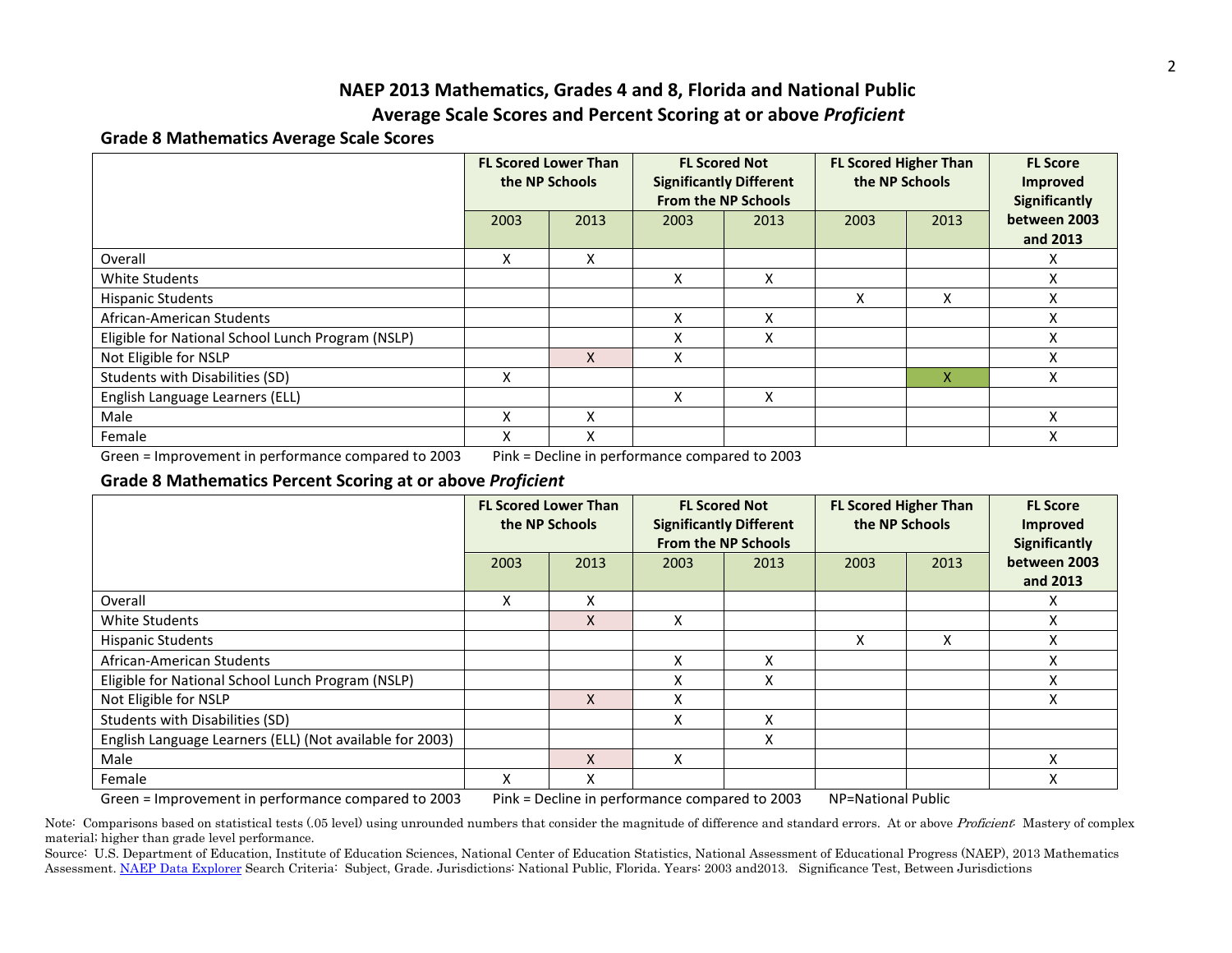## NAEP 2013 Mathematics, Grades 4 and 8, Florida and National Public
## Average Scale Scores and Percent Scoring at or above *Proficient*

### Grade 8 Mathematics Average Scale Scores

| | FL Scored Lower Than the NP Schools | | FL Scored Not Significantly Different From the NP Schools | | FL Scored Higher Than the NP Schools | | FL Score Improved Significantly between 2003 and 2013 |
|---|---|---|---|---|---|---|---|
| | 2003 | 2013 | 2003 | 2013 | 2003 | 2013 | |
| Overall | X | X | | | | | X |
| White Students | | | X | X | | | X |
| Hispanic Students | | | | | X | X | X |
| African-American Students | | | X | X | | | X |
| Eligible for National School Lunch Program (NSLP) | | | X | X | | | X |
| Not Eligible for NSLP | | X | X | | | | X |
| Students with Disabilities (SD) | X | | | | | X | X |
| English Language Learners (ELL) | | | X | X | | | |
| Male | X | X | | | | | X |
| Female | X | X | | | | | X |

Green = Improvement in performance compared to 2003 Pink = Decline in performance compared to 2003

### Grade 8 Mathematics Percent Scoring at or above *Proficient*

| | FL Scored Lower Than the NP Schools | | FL Scored Not Significantly Different From the NP Schools | | FL Scored Higher Than the NP Schools | | FL Score Improved Significantly between 2003 and 2013 |
|---|---|---|---|---|---|---|---|
| | 2003 | 2013 | 2003 | 2013 | 2003 | 2013 | |
| Overall | X | X | | | | | X |
| White Students | | X | X | | | | X |
| Hispanic Students | | | | | X | X | X |
| African-American Students | | | X | X | | | X |
| Eligible for National School Lunch Program (NSLP) | | | X | X | | | X |
| Not Eligible for NSLP | | X | X | | | | X |
| Students with Disabilities (SD) | | | X | X | | | |
| English Language Learners (ELL) (Not available for 2003) | | | | X | | | |
| Male | | X | X | | | | X |
| Female | X | X | | | | | X |

Green = Improvement in performance compared to 2003 Pink = Decline in performance compared to 2003 NP=National Public

Note: Comparisons based on statistical tests (.05 level) using unrounded numbers that consider the magnitude of difference and standard errors. At or above *Proficient*: Mastery of complex material; higher than grade level performance.

Source: U.S. Department of Education, Institute of Education Sciences, National Center of Education Statistics, National Assessment of Educational Progress (NAEP), 2013 Mathematics Assessment. NAEP Data Explorer Search Criteria: Subject, Grade. Jurisdictions: National Public, Florida. Years: 2003 and2013. Significance Test, Between Jurisdictions